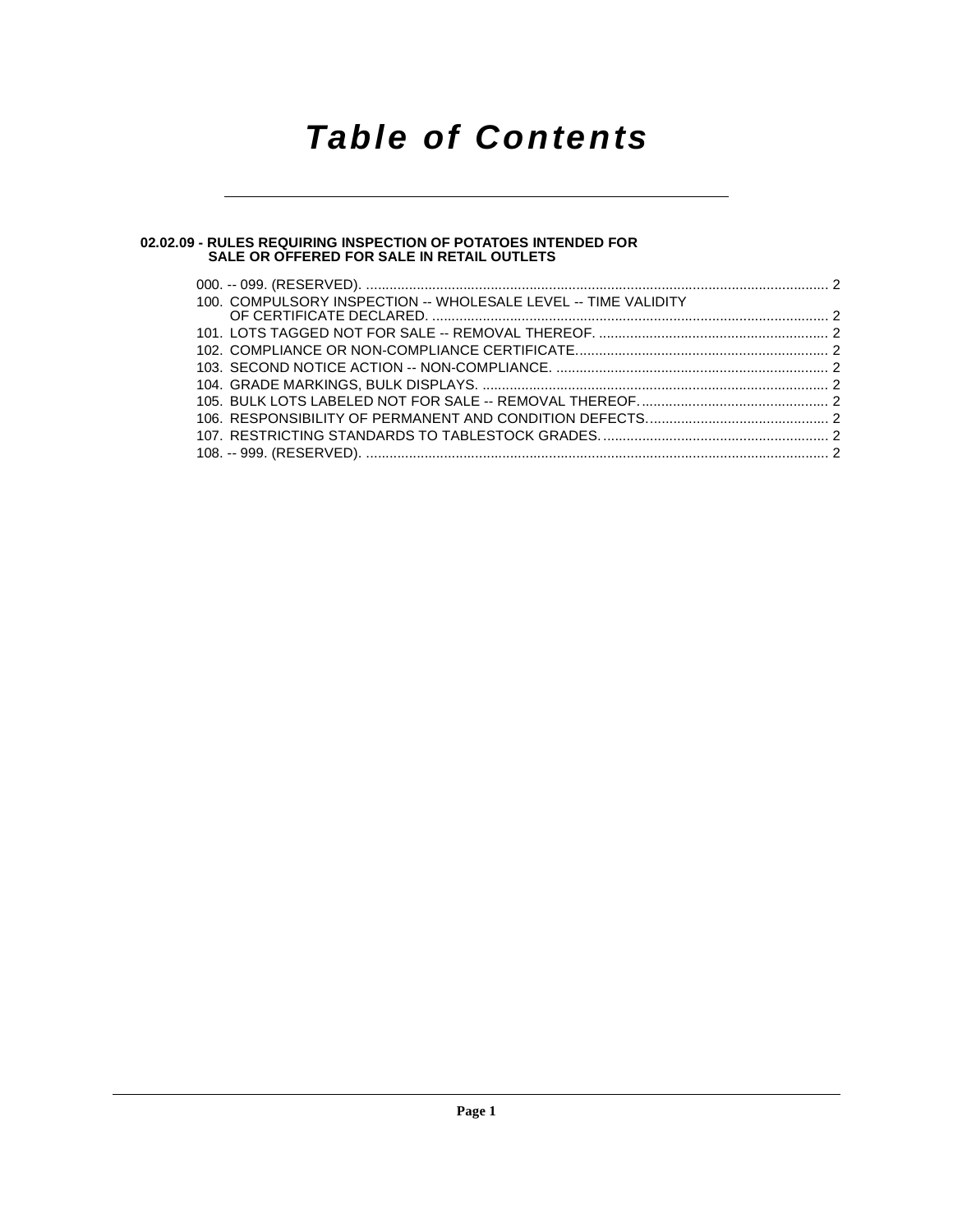# Table of Contents

**02.02.09 - RULES REQUIRING INSPECTION OF POTATOES INTENDED FOR SALE OR OFFERED FOR SALE IN RETAIL OUTLETS**

000. -- 099. (RESERVED). ..................................................................................................................... 2
100. COMPULSORY INSPECTION -- WHOLESALE LEVEL -- TIME VALIDITY OF CERTIFICATE DECLARED. ..................................................................................................... 2
101. LOTS TAGGED NOT FOR SALE -- REMOVAL THEREOF. .......................................................... 2
102. COMPLIANCE OR NON-COMPLIANCE CERTIFICATE. ............................................................... 2
103. SECOND NOTICE ACTION -- NON-COMPLIANCE. ...................................................................... 2
104. GRADE MARKINGS, BULK DISPLAYS. ........................................................................................ 2
105. BULK LOTS LABELED NOT FOR SALE -- REMOVAL THEREOF. ............................................... 2
106. RESPONSIBILITY OF PERMANENT AND CONDITION DEFECTS. .............................................. 2
107. RESTRICTING STANDARDS TO TABLESTOCK GRADES. ......................................................... 2
108. -- 999. (RESERVED). ...................................................................................................................... 2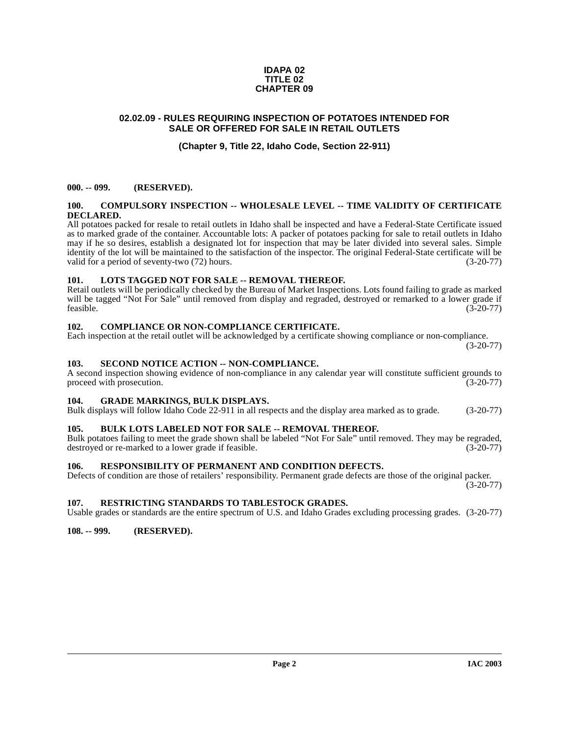**IDAPA 02**
**TITLE 02**
**CHAPTER 09**

# 02.02.09 - RULES REQUIRING INSPECTION OF POTATOES INTENDED FOR SALE OR OFFERED FOR SALE IN RETAIL OUTLETS

**(Chapter 9, Title 22, Idaho Code, Section 22-911)**

**000. -- 099. (RESERVED).**

**100. COMPULSORY INSPECTION -- WHOLESALE LEVEL -- TIME VALIDITY OF CERTIFICATE DECLARED.**
All potatoes packed for resale to retail outlets in Idaho shall be inspected and have a Federal-State Certificate issued as to marked grade of the container. Accountable lots: A packer of potatoes packing for sale to retail outlets in Idaho may if he so desires, establish a designated lot for inspection that may be later divided into several sales. Simple identity of the lot will be maintained to the satisfaction of the inspector. The original Federal-State certificate will be valid for a period of seventy-two (72) hours. (3-20-77)

**101. LOTS TAGGED NOT FOR SALE -- REMOVAL THEREOF.**
Retail outlets will be periodically checked by the Bureau of Market Inspections. Lots found failing to grade as marked will be tagged "Not For Sale" until removed from display and regraded, destroyed or remarked to a lower grade if feasible. (3-20-77)

**102. COMPLIANCE OR NON-COMPLIANCE CERTIFICATE.**
Each inspection at the retail outlet will be acknowledged by a certificate showing compliance or non-compliance. (3-20-77)

**103. SECOND NOTICE ACTION -- NON-COMPLIANCE.**
A second inspection showing evidence of non-compliance in any calendar year will constitute sufficient grounds to proceed with prosecution. (3-20-77)

**104. GRADE MARKINGS, BULK DISPLAYS.**
Bulk displays will follow Idaho Code 22-911 in all respects and the display area marked as to grade. (3-20-77)

**105. BULK LOTS LABELED NOT FOR SALE -- REMOVAL THEREOF.**
Bulk potatoes failing to meet the grade shown shall be labeled "Not For Sale" until removed. They may be regraded, destroyed or re-marked to a lower grade if feasible. (3-20-77)

**106. RESPONSIBILITY OF PERMANENT AND CONDITION DEFECTS.**
Defects of condition are those of retailers' responsibility. Permanent grade defects are those of the original packer. (3-20-77)

**107. RESTRICTING STANDARDS TO TABLESTOCK GRADES.**
Usable grades or standards are the entire spectrum of U.S. and Idaho Grades excluding processing grades. (3-20-77)

**108. -- 999. (RESERVED).**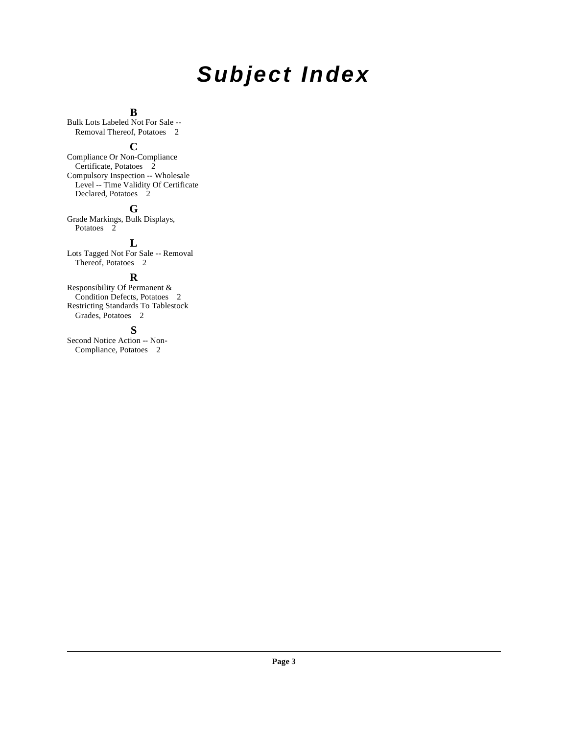# Subject Index

### B

Bulk Lots Labeled Not For Sale -- Removal Thereof, Potatoes 2

### C

Compliance Or Non-Compliance Certificate, Potatoes 2

Compulsory Inspection -- Wholesale Level -- Time Validity Of Certificate Declared, Potatoes 2

### G

Grade Markings, Bulk Displays, Potatoes 2

### L

Lots Tagged Not For Sale -- Removal Thereof, Potatoes 2

### R

Responsibility Of Permanent & Condition Defects, Potatoes 2

Restricting Standards To Tablestock Grades, Potatoes 2

### S

Second Notice Action -- Non-Compliance, Potatoes 2